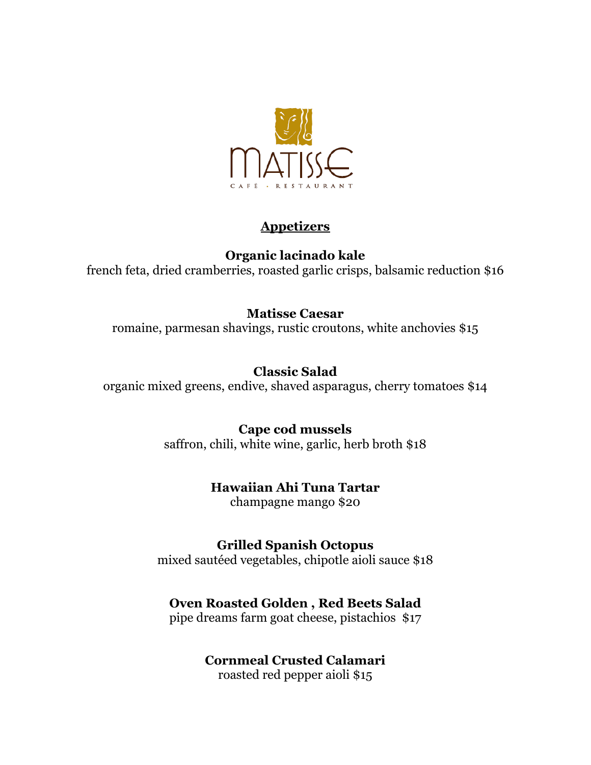# MATISSE

CAFÉ · RESTAURANT

## Appetizers

**Organic lacinado kale**
french feta, dried cramberries, roasted garlic crisps, balsamic reduction $16

**Matisse Caesar**
romaine, parmesan shavings, rustic croutons, white anchovies $15

**Classic Salad**
organic mixed greens, endive, shaved asparagus, cherry tomatoes $14

**Cape cod mussels**
saffron, chili, white wine, garlic, herb broth $18

**Hawaiian Ahi Tuna Tartar**
champagne mango $20

**Grilled Spanish Octopus**
mixed sautéed vegetables, chipotle aioli sauce $18

**Oven Roasted Golden , Red Beets Salad**
pipe dreams farm goat cheese, pistachios $17

**Cornmeal Crusted Calamari**
roasted red pepper aioli $15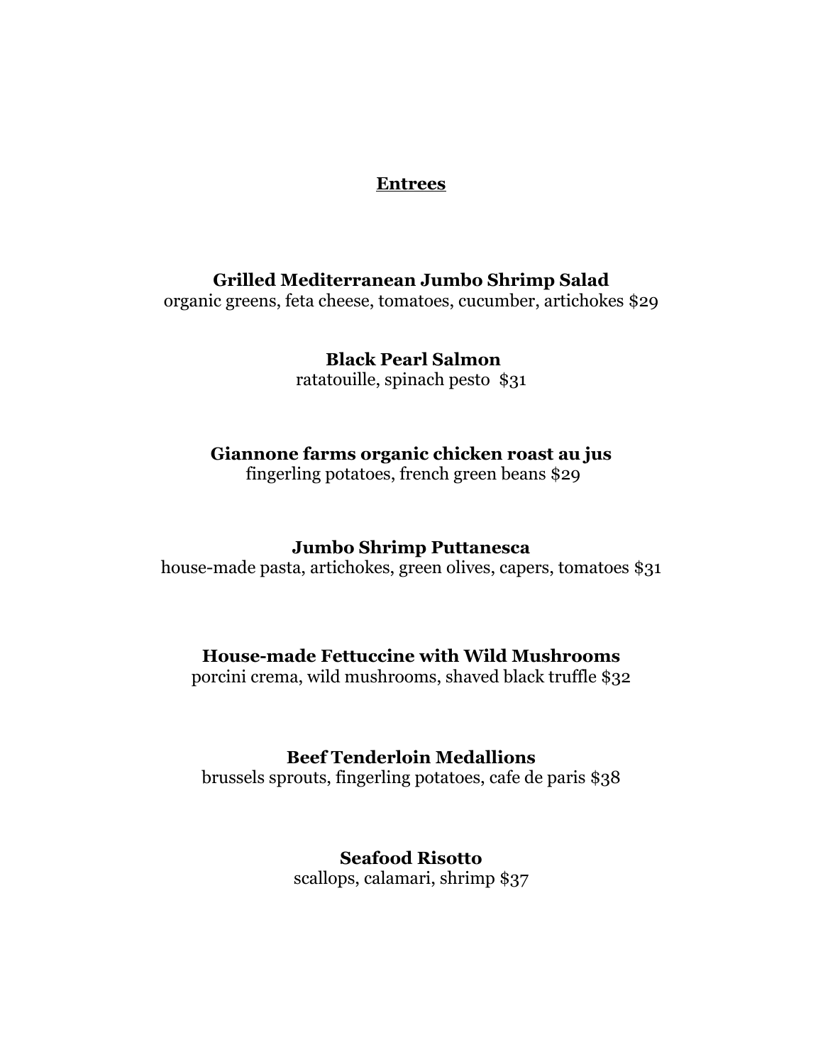## Entrees

**Grilled Mediterranean Jumbo Shrimp Salad**
organic greens, feta cheese, tomatoes, cucumber, artichokes $29

**Black Pearl Salmon**
ratatouille, spinach pesto $31

**Giannone farms organic chicken roast au jus**
fingerling potatoes, french green beans $29

**Jumbo Shrimp Puttanesca**
house-made pasta, artichokes, green olives, capers, tomatoes $31

**House-made Fettuccine with Wild Mushrooms**
porcini crema, wild mushrooms, shaved black truffle $32

**Beef Tenderloin Medallions**
brussels sprouts, fingerling potatoes, cafe de paris $38

**Seafood Risotto**
scallops, calamari, shrimp $37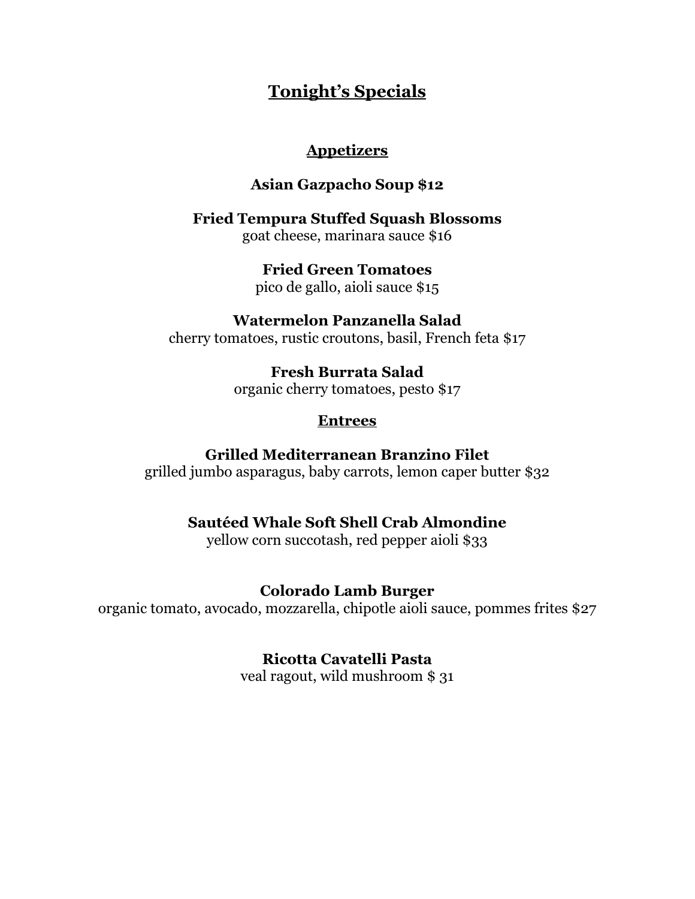# Tonight's Specials

## Appetizers

**Asian Gazpacho Soup $12**

**Fried Tempura Stuffed Squash Blossoms**
goat cheese, marinara sauce $16

**Fried Green Tomatoes**
pico de gallo, aioli sauce $15

**Watermelon Panzanella Salad**
cherry tomatoes, rustic croutons, basil, French feta $17

**Fresh Burrata Salad**
organic cherry tomatoes, pesto $17

## Entrees

**Grilled Mediterranean Branzino Filet**
grilled jumbo asparagus, baby carrots, lemon caper butter $32

**Sautéed Whale Soft Shell Crab Almondine**
yellow corn succotash, red pepper aioli $33

**Colorado Lamb Burger**
organic tomato, avocado, mozzarella, chipotle aioli sauce, pommes frites $27

**Ricotta Cavatelli Pasta**
veal ragout, wild mushroom $ 31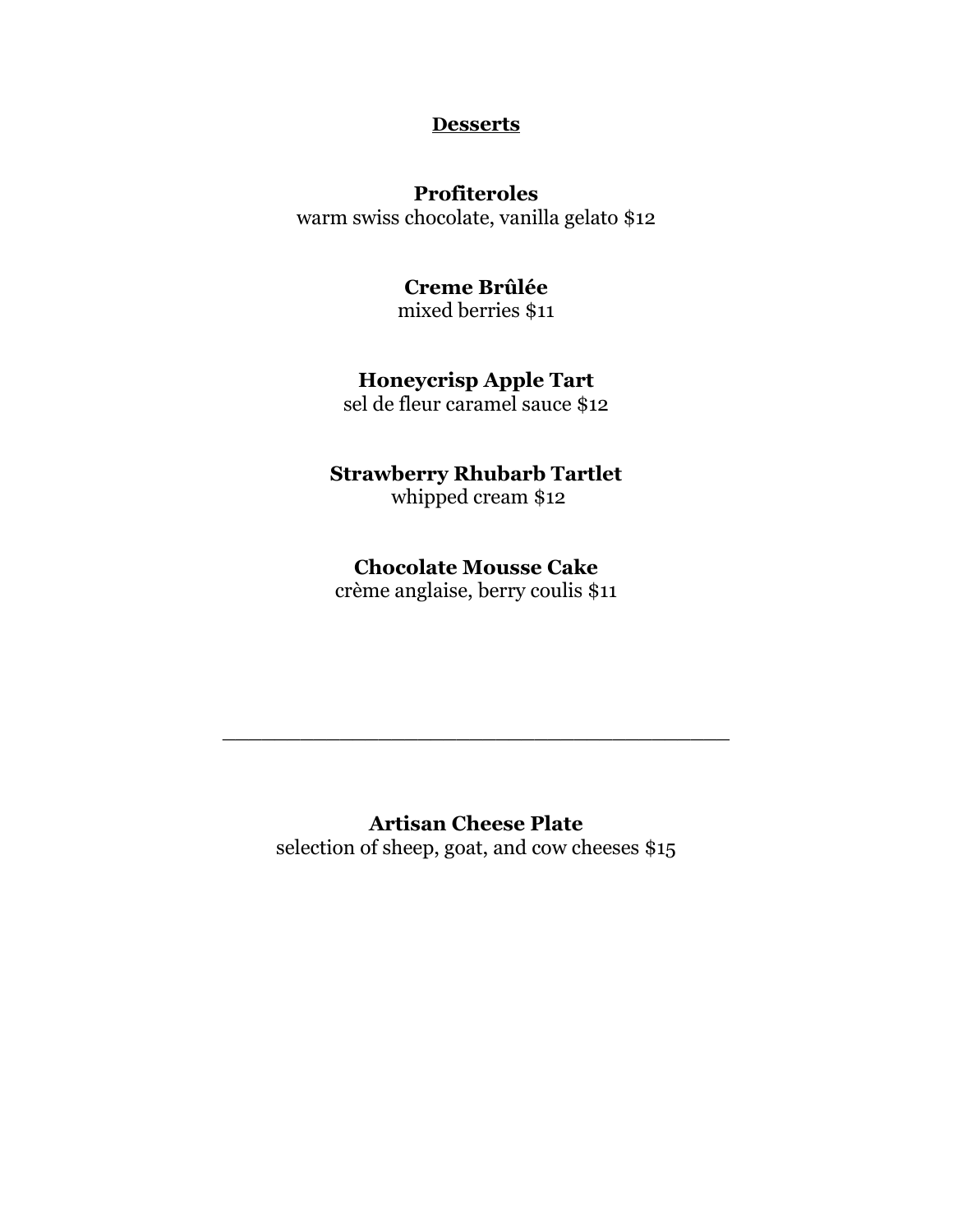## Desserts

**Profiteroles**
warm swiss chocolate, vanilla gelato $12

**Creme Brûlée**
mixed berries $11

**Honeycrisp Apple Tart**
sel de fleur caramel sauce $12

**Strawberry Rhubarb Tartlet**
whipped cream $12

**Chocolate Mousse Cake**
crème anglaise, berry coulis $11

---

**Artisan Cheese Plate**
selection of sheep, goat, and cow cheeses $15